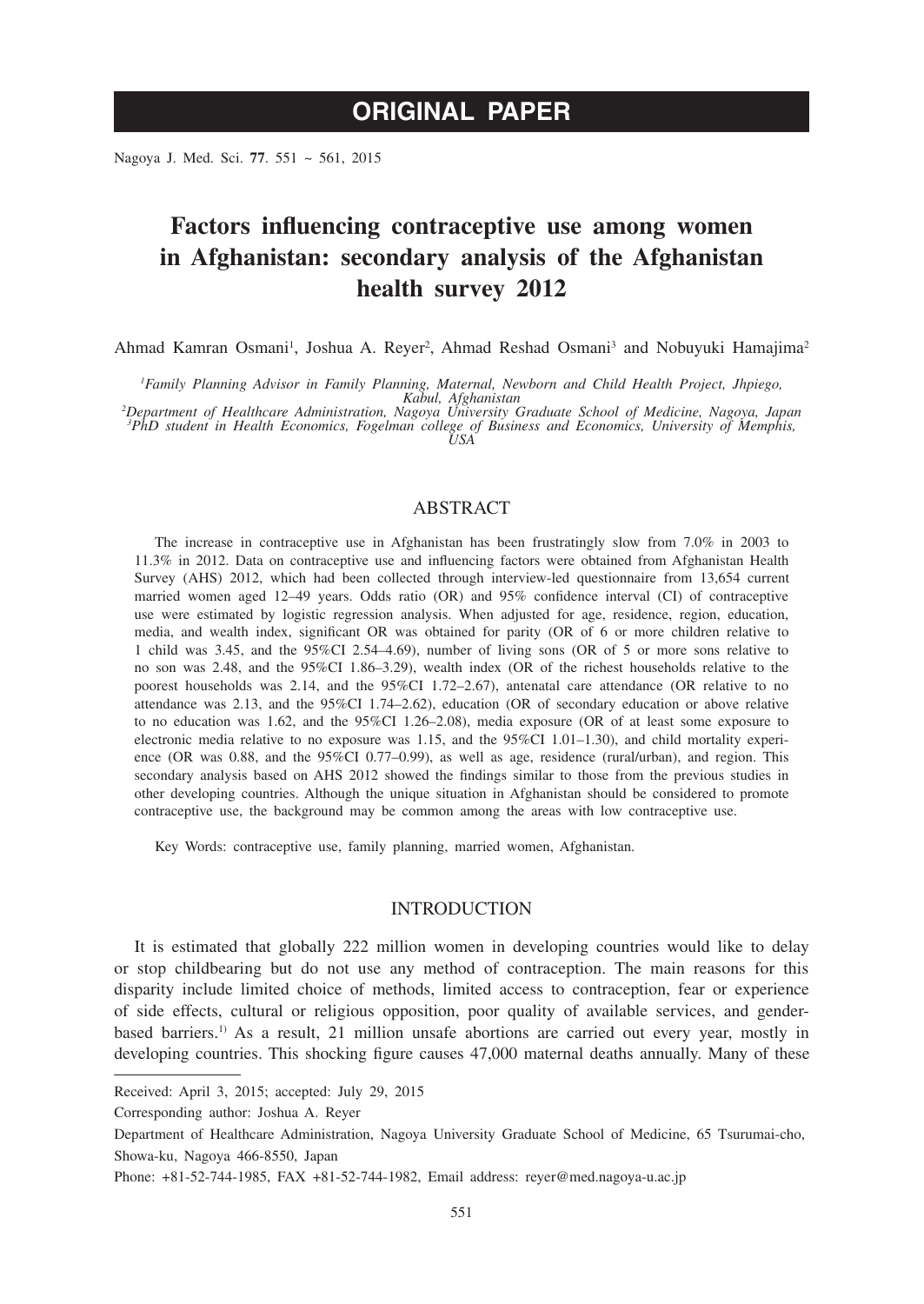# ORIGINAL PAPER

# Factors influencing contraceptive use among women in Afghanistan: secondary analysis of the Afghanistan health survey 2012

Ahmad Kamran Osmani[1], Joshua A. Reyer[2], Ahmad Reshad Osmani[3] and Nobuyuki Hamajima[2]

[1]*Family Planning Advisor in Family Planning, Maternal, Newborn and Child Health Project, Jhpiego, Kabul, Afghanistan*
[2]*Department of Healthcare Administration, Nagoya University Graduate School of Medicine, Nagoya, Japan*
[3]*PhD student in Health Economics, Fogelman college of Business and Economics, University of Memphis, USA*

## ABSTRACT

The increase in contraceptive use in Afghanistan has been frustratingly slow from 7.0% in 2003 to 11.3% in 2012. Data on contraceptive use and influencing factors were obtained from Afghanistan Health Survey (AHS) 2012, which had been collected through interview-led questionnaire from 13,654 current married women aged 12–49 years. Odds ratio (OR) and 95% confidence interval (CI) of contraceptive use were estimated by logistic regression analysis. When adjusted for age, residence, region, education, media, and wealth index, significant OR was obtained for parity (OR of 6 or more children relative to 1 child was 3.45, and the 95%CI 2.54–4.69), number of living sons (OR of 5 or more sons relative to no son was 2.48, and the 95%CI 1.86–3.29), wealth index (OR of the richest households relative to the poorest households was 2.14, and the 95%CI 1.72–2.67), antenatal care attendance (OR relative to no attendance was 2.13, and the 95%CI 1.74–2.62), education (OR of secondary education or above relative to no education was 1.62, and the 95%CI 1.26–2.08), media exposure (OR of at least some exposure to electronic media relative to no exposure was 1.15, and the 95%CI 1.01–1.30), and child mortality experience (OR was 0.88, and the 95%CI 0.77–0.99), as well as age, residence (rural/urban), and region. This secondary analysis based on AHS 2012 showed the findings similar to those from the previous studies in other developing countries. Although the unique situation in Afghanistan should be considered to promote contraceptive use, the background may be common among the areas with low contraceptive use.

Key Words: contraceptive use, family planning, married women, Afghanistan.

## INTRODUCTION

It is estimated that globally 222 million women in developing countries would like to delay or stop childbearing but do not use any method of contraception. The main reasons for this disparity include limited choice of methods, limited access to contraception, fear or experience of side effects, cultural or religious opposition, poor quality of available services, and gender-based barriers.[1)] As a result, 21 million unsafe abortions are carried out every year, mostly in developing countries. This shocking figure causes 47,000 maternal deaths annually. Many of these

---

Received: April 3, 2015; accepted: July 29, 2015

Corresponding author: Joshua A. Reyer

Department of Healthcare Administration, Nagoya University Graduate School of Medicine, 65 Tsurumai-cho, Showa-ku, Nagoya 466-8550, Japan

Phone: +81-52-744-1985, FAX +81-52-744-1982, Email address: reyer@med.nagoya-u.ac.jp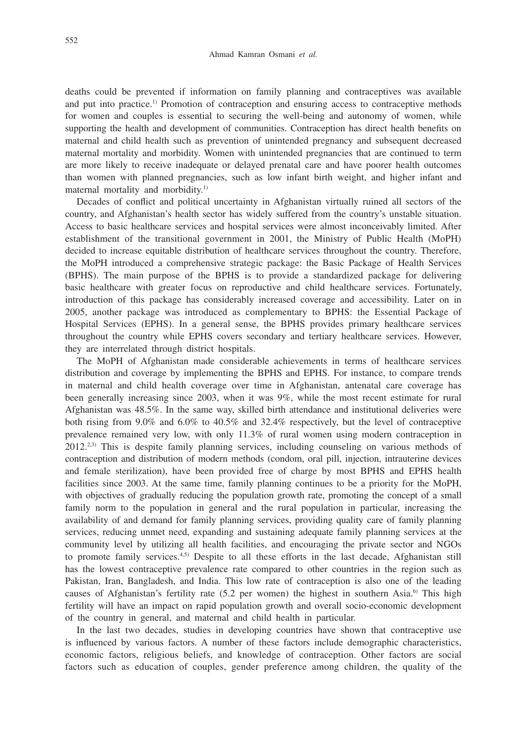deaths could be prevented if information on family planning and contraceptives was available and put into practice.[1] Promotion of contraception and ensuring access to contraceptive methods for women and couples is essential to securing the well-being and autonomy of women, while supporting the health and development of communities. Contraception has direct health benefits on maternal and child health such as prevention of unintended pregnancy and subsequent decreased maternal mortality and morbidity. Women with unintended pregnancies that are continued to term are more likely to receive inadequate or delayed prenatal care and have poorer health outcomes than women with planned pregnancies, such as low infant birth weight, and higher infant and maternal mortality and morbidity.[1]

Decades of conflict and political uncertainty in Afghanistan virtually ruined all sectors of the country, and Afghanistan's health sector has widely suffered from the country's unstable situation. Access to basic healthcare services and hospital services were almost inconceivably limited. After establishment of the transitional government in 2001, the Ministry of Public Health (MoPH) decided to increase equitable distribution of healthcare services throughout the country. Therefore, the MoPH introduced a comprehensive strategic package: the Basic Package of Health Services (BPHS). The main purpose of the BPHS is to provide a standardized package for delivering basic healthcare with greater focus on reproductive and child healthcare services. Fortunately, introduction of this package has considerably increased coverage and accessibility. Later on in 2005, another package was introduced as complementary to BPHS: the Essential Package of Hospital Services (EPHS). In a general sense, the BPHS provides primary healthcare services throughout the country while EPHS covers secondary and tertiary healthcare services. However, they are interrelated through district hospitals.

The MoPH of Afghanistan made considerable achievements in terms of healthcare services distribution and coverage by implementing the BPHS and EPHS. For instance, to compare trends in maternal and child health coverage over time in Afghanistan, antenatal care coverage has been generally increasing since 2003, when it was 9%, while the most recent estimate for rural Afghanistan was 48.5%. In the same way, skilled birth attendance and institutional deliveries were both rising from 9.0% and 6.0% to 40.5% and 32.4% respectively, but the level of contraceptive prevalence remained very low, with only 11.3% of rural women using modern contraception in 2012.[2,3] This is despite family planning services, including counseling on various methods of contraception and distribution of modern methods (condom, oral pill, injection, intrauterine devices and female sterilization), have been provided free of charge by most BPHS and EPHS health facilities since 2003. At the same time, family planning continues to be a priority for the MoPH, with objectives of gradually reducing the population growth rate, promoting the concept of a small family norm to the population in general and the rural population in particular, increasing the availability of and demand for family planning services, providing quality care of family planning services, reducing unmet need, expanding and sustaining adequate family planning services at the community level by utilizing all health facilities, and encouraging the private sector and NGOs to promote family services.[4,5] Despite to all these efforts in the last decade, Afghanistan still has the lowest contraceptive prevalence rate compared to other countries in the region such as Pakistan, Iran, Bangladesh, and India. This low rate of contraception is also one of the leading causes of Afghanistan's fertility rate (5.2 per women) the highest in southern Asia.[6] This high fertility will have an impact on rapid population growth and overall socio-economic development of the country in general, and maternal and child health in particular.

In the last two decades, studies in developing countries have shown that contraceptive use is influenced by various factors. A number of these factors include demographic characteristics, economic factors, religious beliefs, and knowledge of contraception. Other factors are social factors such as education of couples, gender preference among children, the quality of the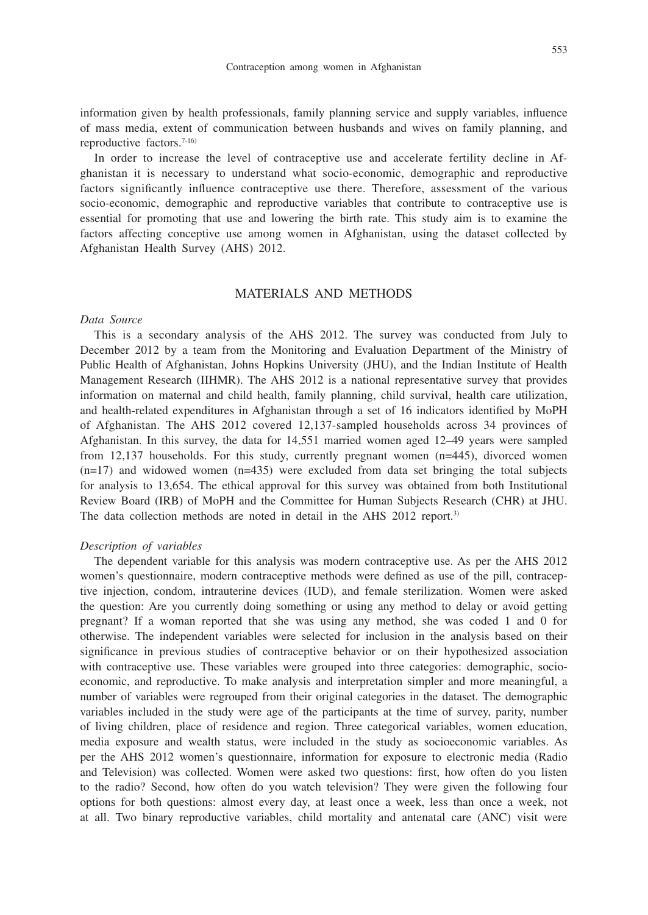information given by health professionals, family planning service and supply variables, influence of mass media, extent of communication between husbands and wives on family planning, and reproductive factors.[7-16)]

In order to increase the level of contraceptive use and accelerate fertility decline in Afghanistan it is necessary to understand what socio-economic, demographic and reproductive factors significantly influence contraceptive use there. Therefore, assessment of the various socio-economic, demographic and reproductive variables that contribute to contraceptive use is essential for promoting that use and lowering the birth rate. This study aim is to examine the factors affecting conceptive use among women in Afghanistan, using the dataset collected by Afghanistan Health Survey (AHS) 2012.

## MATERIALS AND METHODS

*Data Source*

This is a secondary analysis of the AHS 2012. The survey was conducted from July to December 2012 by a team from the Monitoring and Evaluation Department of the Ministry of Public Health of Afghanistan, Johns Hopkins University (JHU), and the Indian Institute of Health Management Research (IIHMR). The AHS 2012 is a national representative survey that provides information on maternal and child health, family planning, child survival, health care utilization, and health-related expenditures in Afghanistan through a set of 16 indicators identified by MoPH of Afghanistan. The AHS 2012 covered 12,137-sampled households across 34 provinces of Afghanistan. In this survey, the data for 14,551 married women aged 12–49 years were sampled from 12,137 households. For this study, currently pregnant women (n=445), divorced women (n=17) and widowed women (n=435) were excluded from data set bringing the total subjects for analysis to 13,654. The ethical approval for this survey was obtained from both Institutional Review Board (IRB) of MoPH and the Committee for Human Subjects Research (CHR) at JHU. The data collection methods are noted in detail in the AHS 2012 report.[3)]

*Description of variables*

The dependent variable for this analysis was modern contraceptive use. As per the AHS 2012 women's questionnaire, modern contraceptive methods were defined as use of the pill, contraceptive injection, condom, intrauterine devices (IUD), and female sterilization. Women were asked the question: Are you currently doing something or using any method to delay or avoid getting pregnant? If a woman reported that she was using any method, she was coded 1 and 0 for otherwise. The independent variables were selected for inclusion in the analysis based on their significance in previous studies of contraceptive behavior or on their hypothesized association with contraceptive use. These variables were grouped into three categories: demographic, socio-economic, and reproductive. To make analysis and interpretation simpler and more meaningful, a number of variables were regrouped from their original categories in the dataset. The demographic variables included in the study were age of the participants at the time of survey, parity, number of living children, place of residence and region. Three categorical variables, women education, media exposure and wealth status, were included in the study as socioeconomic variables. As per the AHS 2012 women's questionnaire, information for exposure to electronic media (Radio and Television) was collected. Women were asked two questions: first, how often do you listen to the radio? Second, how often do you watch television? They were given the following four options for both questions: almost every day, at least once a week, less than once a week, not at all. Two binary reproductive variables, child mortality and antenatal care (ANC) visit were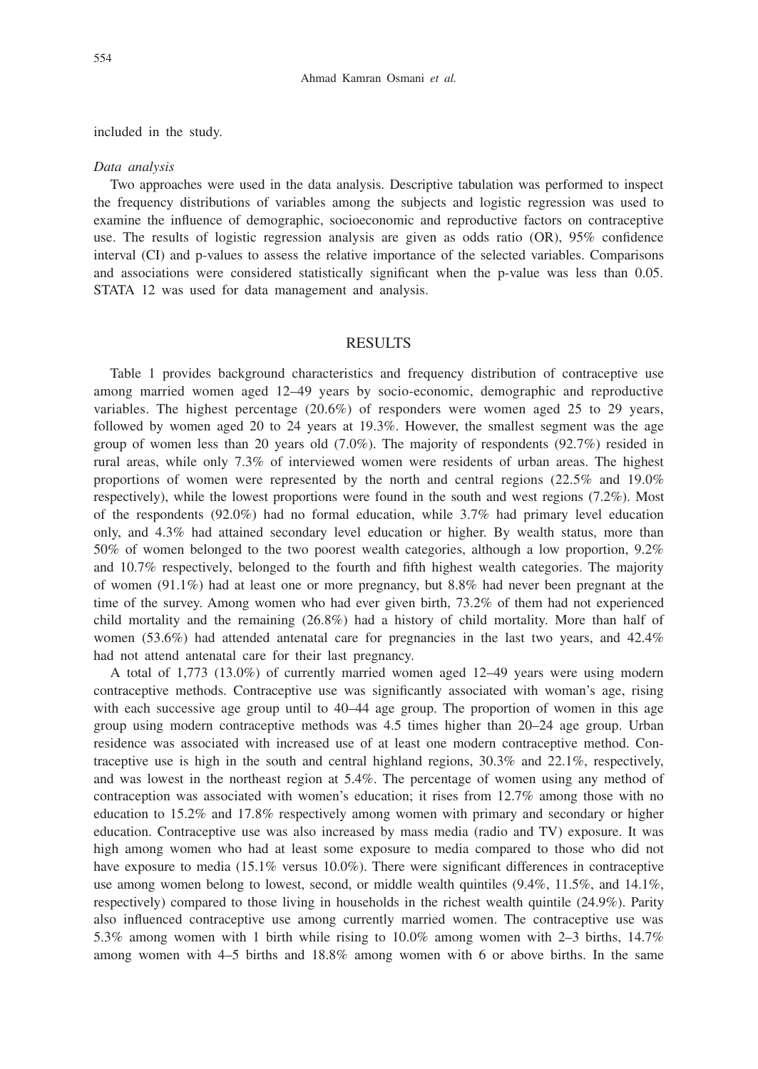included in the study.

*Data analysis*

Two approaches were used in the data analysis. Descriptive tabulation was performed to inspect the frequency distributions of variables among the subjects and logistic regression was used to examine the influence of demographic, socioeconomic and reproductive factors on contraceptive use. The results of logistic regression analysis are given as odds ratio (OR), 95% confidence interval (CI) and p-values to assess the relative importance of the selected variables. Comparisons and associations were considered statistically significant when the p-value was less than 0.05. STATA 12 was used for data management and analysis.

## RESULTS

Table 1 provides background characteristics and frequency distribution of contraceptive use among married women aged 12–49 years by socio-economic, demographic and reproductive variables. The highest percentage (20.6%) of responders were women aged 25 to 29 years, followed by women aged 20 to 24 years at 19.3%. However, the smallest segment was the age group of women less than 20 years old (7.0%). The majority of respondents (92.7%) resided in rural areas, while only 7.3% of interviewed women were residents of urban areas. The highest proportions of women were represented by the north and central regions (22.5% and 19.0% respectively), while the lowest proportions were found in the south and west regions (7.2%). Most of the respondents (92.0%) had no formal education, while 3.7% had primary level education only, and 4.3% had attained secondary level education or higher. By wealth status, more than 50% of women belonged to the two poorest wealth categories, although a low proportion, 9.2% and 10.7% respectively, belonged to the fourth and fifth highest wealth categories. The majority of women (91.1%) had at least one or more pregnancy, but 8.8% had never been pregnant at the time of the survey. Among women who had ever given birth, 73.2% of them had not experienced child mortality and the remaining (26.8%) had a history of child mortality. More than half of women (53.6%) had attended antenatal care for pregnancies in the last two years, and 42.4% had not attend antenatal care for their last pregnancy.

A total of 1,773 (13.0%) of currently married women aged 12–49 years were using modern contraceptive methods. Contraceptive use was significantly associated with woman's age, rising with each successive age group until to 40–44 age group. The proportion of women in this age group using modern contraceptive methods was 4.5 times higher than 20–24 age group. Urban residence was associated with increased use of at least one modern contraceptive method. Contraceptive use is high in the south and central highland regions, 30.3% and 22.1%, respectively, and was lowest in the northeast region at 5.4%. The percentage of women using any method of contraception was associated with women's education; it rises from 12.7% among those with no education to 15.2% and 17.8% respectively among women with primary and secondary or higher education. Contraceptive use was also increased by mass media (radio and TV) exposure. It was high among women who had at least some exposure to media compared to those who did not have exposure to media (15.1% versus 10.0%). There were significant differences in contraceptive use among women belong to lowest, second, or middle wealth quintiles (9.4%, 11.5%, and 14.1%, respectively) compared to those living in households in the richest wealth quintile (24.9%). Parity also influenced contraceptive use among currently married women. The contraceptive use was 5.3% among women with 1 birth while rising to 10.0% among women with 2–3 births, 14.7% among women with 4–5 births and 18.8% among women with 6 or above births. In the same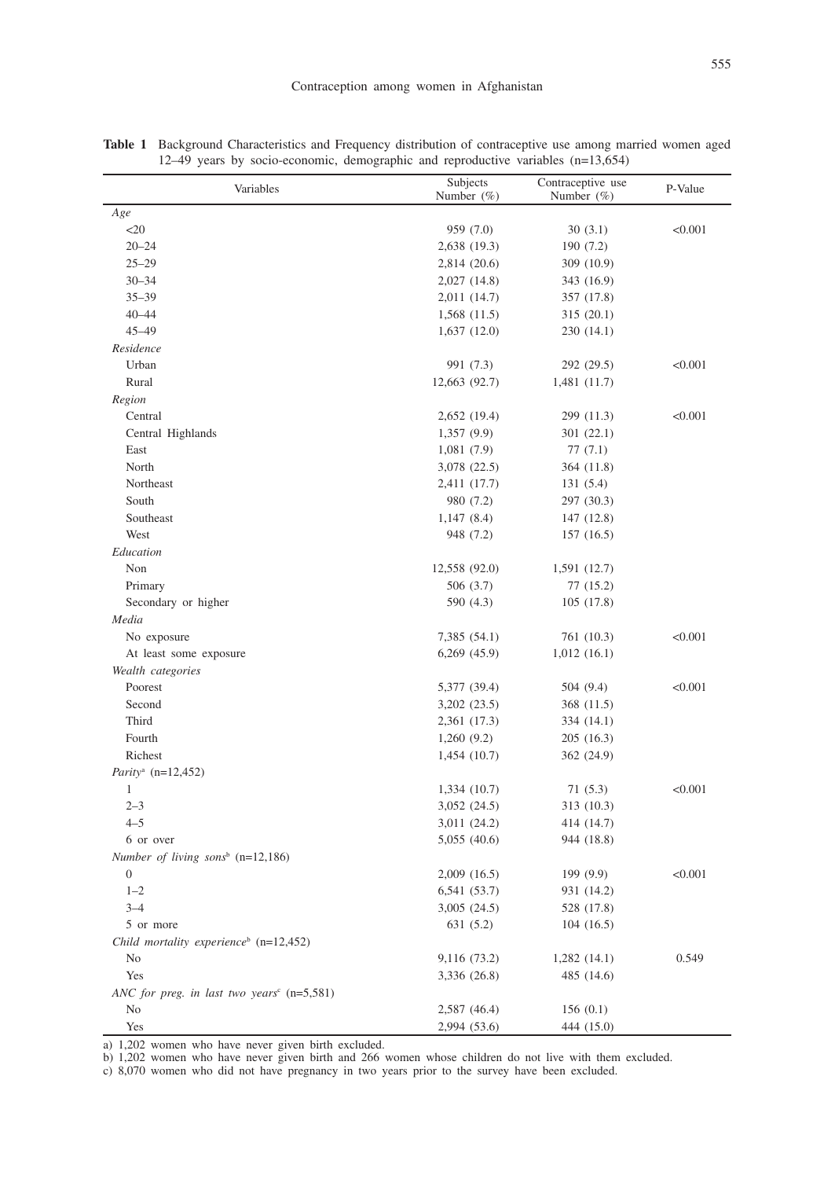**Table 1** Background Characteristics and Frequency distribution of contraceptive use among married women aged 12–49 years by socio-economic, demographic and reproductive variables (n=13,654)

| Variables | Subjects Number (%) | Contraceptive use Number (%) | P-Value |
|---|---|---|---|
| *Age* | | | |
| <20 | 959 (7.0) | 30 (3.1) | <0.001 |
| 20–24 | 2,638 (19.3) | 190 (7.2) | |
| 25–29 | 2,814 (20.6) | 309 (10.9) | |
| 30–34 | 2,027 (14.8) | 343 (16.9) | |
| 35–39 | 2,011 (14.7) | 357 (17.8) | |
| 40–44 | 1,568 (11.5) | 315 (20.1) | |
| 45–49 | 1,637 (12.0) | 230 (14.1) | |
| *Residence* | | | |
| Urban | 991 (7.3) | 292 (29.5) | <0.001 |
| Rural | 12,663 (92.7) | 1,481 (11.7) | |
| *Region* | | | |
| Central | 2,652 (19.4) | 299 (11.3) | <0.001 |
| Central Highlands | 1,357 (9.9) | 301 (22.1) | |
| East | 1,081 (7.9) | 77 (7.1) | |
| North | 3,078 (22.5) | 364 (11.8) | |
| Northeast | 2,411 (17.7) | 131 (5.4) | |
| South | 980 (7.2) | 297 (30.3) | |
| Southeast | 1,147 (8.4) | 147 (12.8) | |
| West | 948 (7.2) | 157 (16.5) | |
| *Education* | | | |
| Non | 12,558 (92.0) | 1,591 (12.7) | |
| Primary | 506 (3.7) | 77 (15.2) | |
| Secondary or higher | 590 (4.3) | 105 (17.8) | |
| *Media* | | | |
| No exposure | 7,385 (54.1) | 761 (10.3) | <0.001 |
| At least some exposure | 6,269 (45.9) | 1,012 (16.1) | |
| *Wealth categories* | | | |
| Poorest | 5,377 (39.4) | 504 (9.4) | <0.001 |
| Second | 3,202 (23.5) | 368 (11.5) | |
| Third | 2,361 (17.3) | 334 (14.1) | |
| Fourth | 1,260 (9.2) | 205 (16.3) | |
| Richest | 1,454 (10.7) | 362 (24.9) | |
| *Parity*[a] (n=12,452) | | | |
| 1 | 1,334 (10.7) | 71 (5.3) | <0.001 |
| 2–3 | 3,052 (24.5) | 313 (10.3) | |
| 4–5 | 3,011 (24.2) | 414 (14.7) | |
| 6 or over | 5,055 (40.6) | 944 (18.8) | |
| *Number of living sons*[b] (n=12,186) | | | |
| 0 | 2,009 (16.5) | 199 (9.9) | <0.001 |
| 1–2 | 6,541 (53.7) | 931 (14.2) | |
| 3–4 | 3,005 (24.5) | 528 (17.8) | |
| 5 or more | 631 (5.2) | 104 (16.5) | |
| *Child mortality experience*[b] (n=12,452) | | | |
| No | 9,116 (73.2) | 1,282 (14.1) | 0.549 |
| Yes | 3,336 (26.8) | 485 (14.6) | |
| *ANC for preg. in last two years*[c] (n=5,581) | | | |
| No | 2,587 (46.4) | 156 (0.1) | |
| Yes | 2,994 (53.6) | 444 (15.0) | |

a) 1,202 women who have never given birth excluded.
b) 1,202 women who have never given birth and 266 women whose children do not live with them excluded.
c) 8,070 women who did not have pregnancy in two years prior to the survey have been excluded.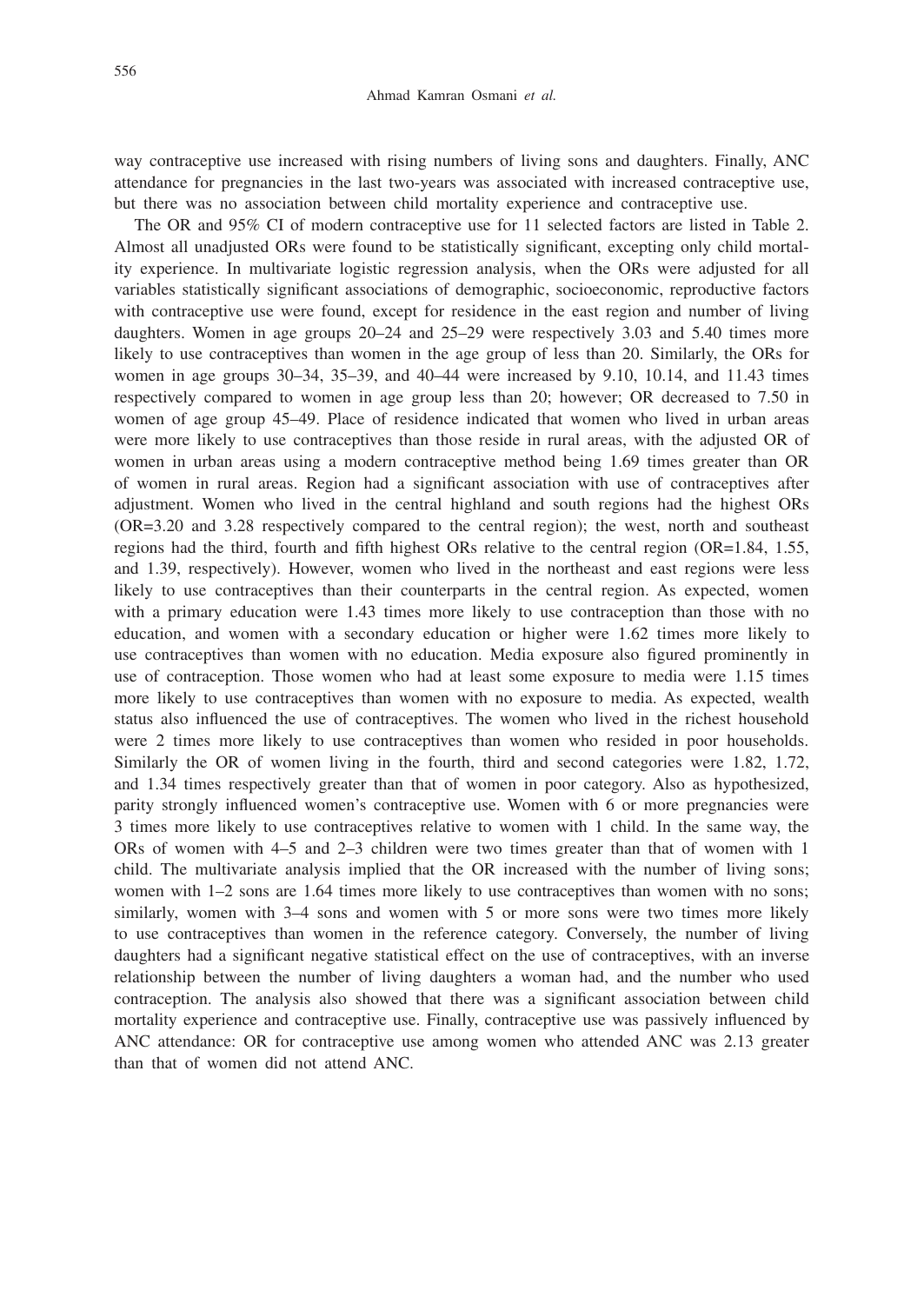way contraceptive use increased with rising numbers of living sons and daughters. Finally, ANC attendance for pregnancies in the last two-years was associated with increased contraceptive use, but there was no association between child mortality experience and contraceptive use.

The OR and 95% CI of modern contraceptive use for 11 selected factors are listed in Table 2. Almost all unadjusted ORs were found to be statistically significant, excepting only child mortality experience. In multivariate logistic regression analysis, when the ORs were adjusted for all variables statistically significant associations of demographic, socioeconomic, reproductive factors with contraceptive use were found, except for residence in the east region and number of living daughters. Women in age groups 20–24 and 25–29 were respectively 3.03 and 5.40 times more likely to use contraceptives than women in the age group of less than 20. Similarly, the ORs for women in age groups 30–34, 35–39, and 40–44 were increased by 9.10, 10.14, and 11.43 times respectively compared to women in age group less than 20; however; OR decreased to 7.50 in women of age group 45–49. Place of residence indicated that women who lived in urban areas were more likely to use contraceptives than those reside in rural areas, with the adjusted OR of women in urban areas using a modern contraceptive method being 1.69 times greater than OR of women in rural areas. Region had a significant association with use of contraceptives after adjustment. Women who lived in the central highland and south regions had the highest ORs (OR=3.20 and 3.28 respectively compared to the central region); the west, north and southeast regions had the third, fourth and fifth highest ORs relative to the central region (OR=1.84, 1.55, and 1.39, respectively). However, women who lived in the northeast and east regions were less likely to use contraceptives than their counterparts in the central region. As expected, women with a primary education were 1.43 times more likely to use contraception than those with no education, and women with a secondary education or higher were 1.62 times more likely to use contraceptives than women with no education. Media exposure also figured prominently in use of contraception. Those women who had at least some exposure to media were 1.15 times more likely to use contraceptives than women with no exposure to media. As expected, wealth status also influenced the use of contraceptives. The women who lived in the richest household were 2 times more likely to use contraceptives than women who resided in poor households. Similarly the OR of women living in the fourth, third and second categories were 1.82, 1.72, and 1.34 times respectively greater than that of women in poor category. Also as hypothesized, parity strongly influenced women's contraceptive use. Women with 6 or more pregnancies were 3 times more likely to use contraceptives relative to women with 1 child. In the same way, the ORs of women with 4–5 and 2–3 children were two times greater than that of women with 1 child. The multivariate analysis implied that the OR increased with the number of living sons; women with 1–2 sons are 1.64 times more likely to use contraceptives than women with no sons; similarly, women with 3–4 sons and women with 5 or more sons were two times more likely to use contraceptives than women in the reference category. Conversely, the number of living daughters had a significant negative statistical effect on the use of contraceptives, with an inverse relationship between the number of living daughters a woman had, and the number who used contraception. The analysis also showed that there was a significant association between child mortality experience and contraceptive use. Finally, contraceptive use was passively influenced by ANC attendance: OR for contraceptive use among women who attended ANC was 2.13 greater than that of women did not attend ANC.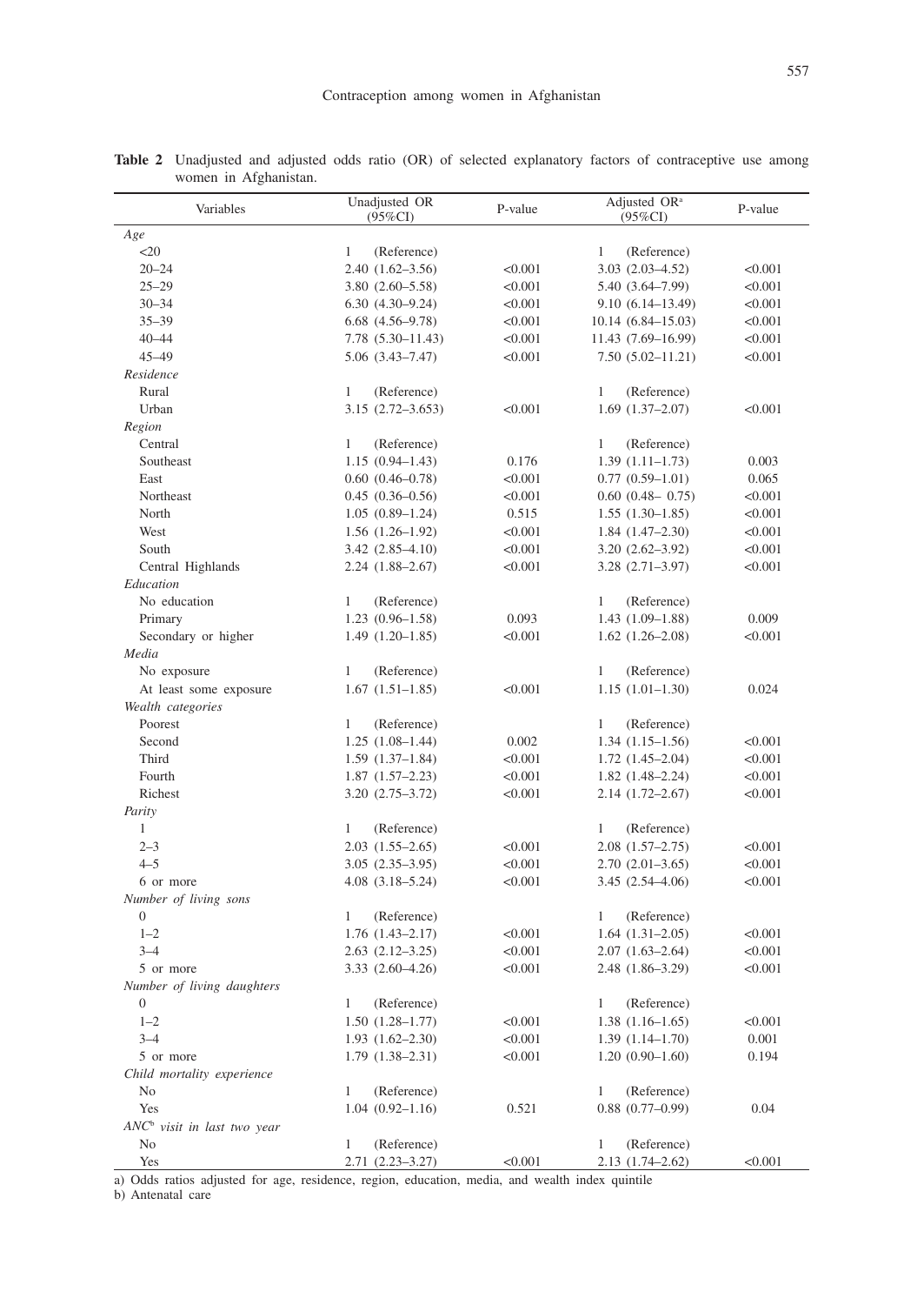**Table 2** Unadjusted and adjusted odds ratio (OR) of selected explanatory factors of contraceptive use among women in Afghanistan.

| Variables | Unadjusted OR (95%CI) | P-value | Adjusted OR[a] (95%CI) | P-value |
|---|---|---|---|---|
| *Age* | | | | |
| <20 | 1 (Reference) | | 1 (Reference) | |
| 20–24 | 2.40 (1.62–3.56) | <0.001 | 3.03 (2.03–4.52) | <0.001 |
| 25–29 | 3.80 (2.60–5.58) | <0.001 | 5.40 (3.64–7.99) | <0.001 |
| 30–34 | 6.30 (4.30–9.24) | <0.001 | 9.10 (6.14–13.49) | <0.001 |
| 35–39 | 6.68 (4.56–9.78) | <0.001 | 10.14 (6.84–15.03) | <0.001 |
| 40–44 | 7.78 (5.30–11.43) | <0.001 | 11.43 (7.69–16.99) | <0.001 |
| 45–49 | 5.06 (3.43–7.47) | <0.001 | 7.50 (5.02–11.21) | <0.001 |
| *Residence* | | | | |
| Rural | 1 (Reference) | | 1 (Reference) | |
| Urban | 3.15 (2.72–3.653) | <0.001 | 1.69 (1.37–2.07) | <0.001 |
| *Region* | | | | |
| Central | 1 (Reference) | | 1 (Reference) | |
| Southeast | 1.15 (0.94–1.43) | 0.176 | 1.39 (1.11–1.73) | 0.003 |
| East | 0.60 (0.46–0.78) | <0.001 | 0.77 (0.59–1.01) | 0.065 |
| Northeast | 0.45 (0.36–0.56) | <0.001 | 0.60 (0.48– 0.75) | <0.001 |
| North | 1.05 (0.89–1.24) | 0.515 | 1.55 (1.30–1.85) | <0.001 |
| West | 1.56 (1.26–1.92) | <0.001 | 1.84 (1.47–2.30) | <0.001 |
| South | 3.42 (2.85–4.10) | <0.001 | 3.20 (2.62–3.92) | <0.001 |
| Central Highlands | 2.24 (1.88–2.67) | <0.001 | 3.28 (2.71–3.97) | <0.001 |
| *Education* | | | | |
| No education | 1 (Reference) | | 1 (Reference) | |
| Primary | 1.23 (0.96–1.58) | 0.093 | 1.43 (1.09–1.88) | 0.009 |
| Secondary or higher | 1.49 (1.20–1.85) | <0.001 | 1.62 (1.26–2.08) | <0.001 |
| *Media* | | | | |
| No exposure | 1 (Reference) | | 1 (Reference) | |
| At least some exposure | 1.67 (1.51–1.85) | <0.001 | 1.15 (1.01–1.30) | 0.024 |
| *Wealth categories* | | | | |
| Poorest | 1 (Reference) | | 1 (Reference) | |
| Second | 1.25 (1.08–1.44) | 0.002 | 1.34 (1.15–1.56) | <0.001 |
| Third | 1.59 (1.37–1.84) | <0.001 | 1.72 (1.45–2.04) | <0.001 |
| Fourth | 1.87 (1.57–2.23) | <0.001 | 1.82 (1.48–2.24) | <0.001 |
| Richest | 3.20 (2.75–3.72) | <0.001 | 2.14 (1.72–2.67) | <0.001 |
| *Parity* | | | | |
| 1 | 1 (Reference) | | 1 (Reference) | |
| 2–3 | 2.03 (1.55–2.65) | <0.001 | 2.08 (1.57–2.75) | <0.001 |
| 4–5 | 3.05 (2.35–3.95) | <0.001 | 2.70 (2.01–3.65) | <0.001 |
| 6 or more | 4.08 (3.18–5.24) | <0.001 | 3.45 (2.54–4.06) | <0.001 |
| *Number of living sons* | | | | |
| 0 | 1 (Reference) | | 1 (Reference) | |
| 1–2 | 1.76 (1.43–2.17) | <0.001 | 1.64 (1.31–2.05) | <0.001 |
| 3–4 | 2.63 (2.12–3.25) | <0.001 | 2.07 (1.63–2.64) | <0.001 |
| 5 or more | 3.33 (2.60–4.26) | <0.001 | 2.48 (1.86–3.29) | <0.001 |
| *Number of living daughters* | | | | |
| 0 | 1 (Reference) | | 1 (Reference) | |
| 1–2 | 1.50 (1.28–1.77) | <0.001 | 1.38 (1.16–1.65) | <0.001 |
| 3–4 | 1.93 (1.62–2.30) | <0.001 | 1.39 (1.14–1.70) | 0.001 |
| 5 or more | 1.79 (1.38–2.31) | <0.001 | 1.20 (0.90–1.60) | 0.194 |
| *Child mortality experience* | | | | |
| No | 1 (Reference) | | 1 (Reference) | |
| Yes | 1.04 (0.92–1.16) | 0.521 | 0.88 (0.77–0.99) | 0.04 |
| *ANC[b] visit in last two year* | | | | |
| No | 1 (Reference) | | 1 (Reference) | |
| Yes | 2.71 (2.23–3.27) | <0.001 | 2.13 (1.74–2.62) | <0.001 |

a) Odds ratios adjusted for age, residence, region, education, media, and wealth index quintile

b) Antenatal care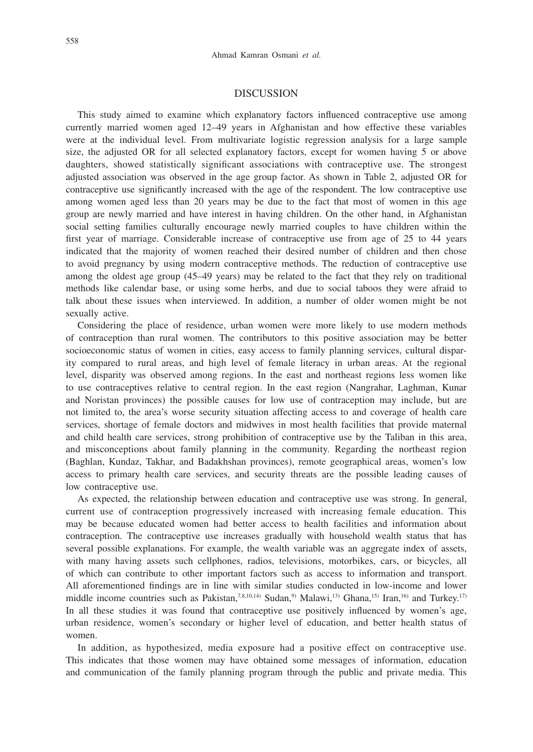## DISCUSSION

This study aimed to examine which explanatory factors influenced contraceptive use among currently married women aged 12–49 years in Afghanistan and how effective these variables were at the individual level. From multivariate logistic regression analysis for a large sample size, the adjusted OR for all selected explanatory factors, except for women having 5 or above daughters, showed statistically significant associations with contraceptive use. The strongest adjusted association was observed in the age group factor. As shown in Table 2, adjusted OR for contraceptive use significantly increased with the age of the respondent. The low contraceptive use among women aged less than 20 years may be due to the fact that most of women in this age group are newly married and have interest in having children. On the other hand, in Afghanistan social setting families culturally encourage newly married couples to have children within the first year of marriage. Considerable increase of contraceptive use from age of 25 to 44 years indicated that the majority of women reached their desired number of children and then chose to avoid pregnancy by using modern contraceptive methods. The reduction of contraceptive use among the oldest age group (45–49 years) may be related to the fact that they rely on traditional methods like calendar base, or using some herbs, and due to social taboos they were afraid to talk about these issues when interviewed. In addition, a number of older women might be not sexually active.

Considering the place of residence, urban women were more likely to use modern methods of contraception than rural women. The contributors to this positive association may be better socioeconomic status of women in cities, easy access to family planning services, cultural disparity compared to rural areas, and high level of female literacy in urban areas. At the regional level, disparity was observed among regions. In the east and northeast regions less women like to use contraceptives relative to central region. In the east region (Nangrahar, Laghman, Kunar and Noristan provinces) the possible causes for low use of contraception may include, but are not limited to, the area's worse security situation affecting access to and coverage of health care services, shortage of female doctors and midwives in most health facilities that provide maternal and child health care services, strong prohibition of contraceptive use by the Taliban in this area, and misconceptions about family planning in the community. Regarding the northeast region (Baghlan, Kundaz, Takhar, and Badakhshan provinces), remote geographical areas, women's low access to primary health care services, and security threats are the possible leading causes of low contraceptive use.

As expected, the relationship between education and contraceptive use was strong. In general, current use of contraception progressively increased with increasing female education. This may be because educated women had better access to health facilities and information about contraception. The contraceptive use increases gradually with household wealth status that has several possible explanations. For example, the wealth variable was an aggregate index of assets, with many having assets such cellphones, radios, televisions, motorbikes, cars, or bicycles, all of which can contribute to other important factors such as access to information and transport. All aforementioned findings are in line with similar studies conducted in low-income and lower middle income countries such as Pakistan,[7,8,10,14] Sudan,[9] Malawi,[13] Ghana,[15] Iran,[16] and Turkey.[17] In all these studies it was found that contraceptive use positively influenced by women's age, urban residence, women's secondary or higher level of education, and better health status of women.

In addition, as hypothesized, media exposure had a positive effect on contraceptive use. This indicates that those women may have obtained some messages of information, education and communication of the family planning program through the public and private media. This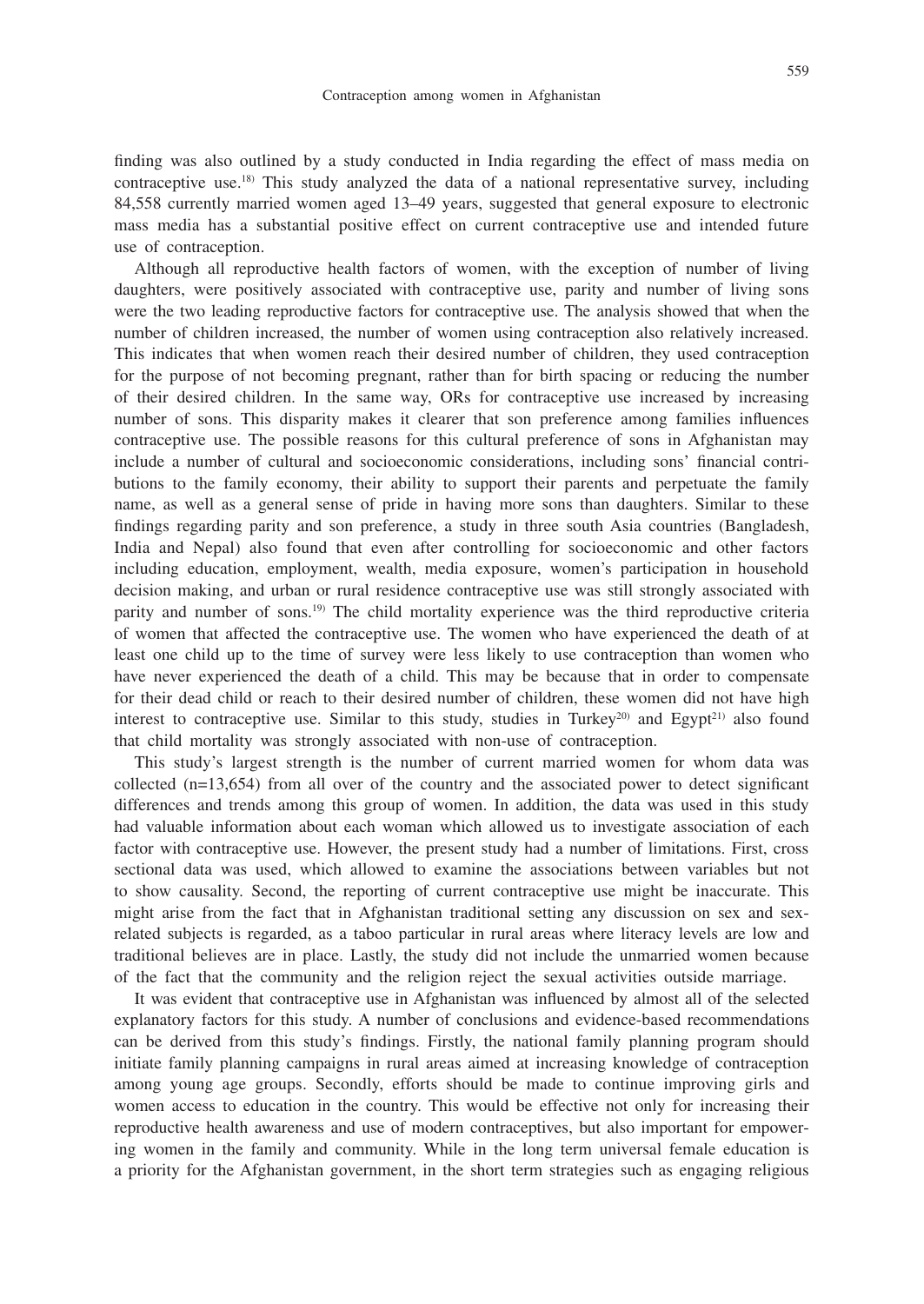finding was also outlined by a study conducted in India regarding the effect of mass media on contraceptive use.[18] This study analyzed the data of a national representative survey, including 84,558 currently married women aged 13–49 years, suggested that general exposure to electronic mass media has a substantial positive effect on current contraceptive use and intended future use of contraception.

Although all reproductive health factors of women, with the exception of number of living daughters, were positively associated with contraceptive use, parity and number of living sons were the two leading reproductive factors for contraceptive use. The analysis showed that when the number of children increased, the number of women using contraception also relatively increased. This indicates that when women reach their desired number of children, they used contraception for the purpose of not becoming pregnant, rather than for birth spacing or reducing the number of their desired children. In the same way, ORs for contraceptive use increased by increasing number of sons. This disparity makes it clearer that son preference among families influences contraceptive use. The possible reasons for this cultural preference of sons in Afghanistan may include a number of cultural and socioeconomic considerations, including sons' financial contributions to the family economy, their ability to support their parents and perpetuate the family name, as well as a general sense of pride in having more sons than daughters. Similar to these findings regarding parity and son preference, a study in three south Asia countries (Bangladesh, India and Nepal) also found that even after controlling for socioeconomic and other factors including education, employment, wealth, media exposure, women's participation in household decision making, and urban or rural residence contraceptive use was still strongly associated with parity and number of sons.[19] The child mortality experience was the third reproductive criteria of women that affected the contraceptive use. The women who have experienced the death of at least one child up to the time of survey were less likely to use contraception than women who have never experienced the death of a child. This may be because that in order to compensate for their dead child or reach to their desired number of children, these women did not have high interest to contraceptive use. Similar to this study, studies in Turkey[20] and Egypt[21] also found that child mortality was strongly associated with non-use of contraception.

This study's largest strength is the number of current married women for whom data was collected (n=13,654) from all over of the country and the associated power to detect significant differences and trends among this group of women. In addition, the data was used in this study had valuable information about each woman which allowed us to investigate association of each factor with contraceptive use. However, the present study had a number of limitations. First, cross sectional data was used, which allowed to examine the associations between variables but not to show causality. Second, the reporting of current contraceptive use might be inaccurate. This might arise from the fact that in Afghanistan traditional setting any discussion on sex and sex-related subjects is regarded, as a taboo particular in rural areas where literacy levels are low and traditional believes are in place. Lastly, the study did not include the unmarried women because of the fact that the community and the religion reject the sexual activities outside marriage.

It was evident that contraceptive use in Afghanistan was influenced by almost all of the selected explanatory factors for this study. A number of conclusions and evidence-based recommendations can be derived from this study's findings. Firstly, the national family planning program should initiate family planning campaigns in rural areas aimed at increasing knowledge of contraception among young age groups. Secondly, efforts should be made to continue improving girls and women access to education in the country. This would be effective not only for increasing their reproductive health awareness and use of modern contraceptives, but also important for empowering women in the family and community. While in the long term universal female education is a priority for the Afghanistan government, in the short term strategies such as engaging religious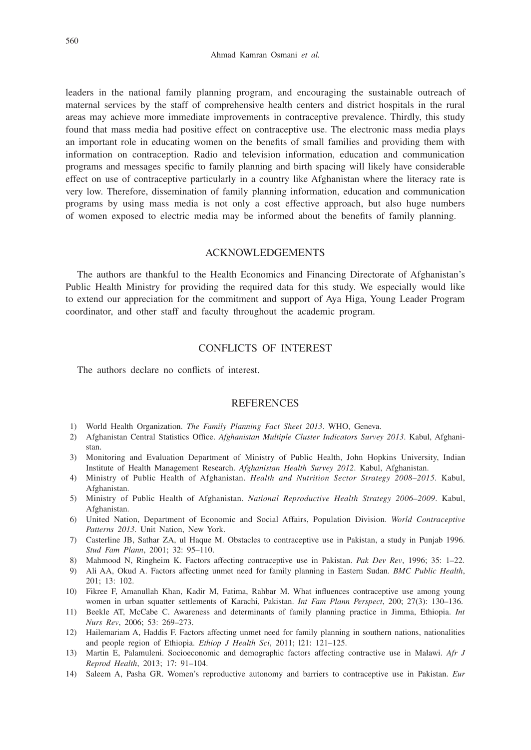leaders in the national family planning program, and encouraging the sustainable outreach of maternal services by the staff of comprehensive health centers and district hospitals in the rural areas may achieve more immediate improvements in contraceptive prevalence. Thirdly, this study found that mass media had positive effect on contraceptive use. The electronic mass media plays an important role in educating women on the benefits of small families and providing them with information on contraception. Radio and television information, education and communication programs and messages specific to family planning and birth spacing will likely have considerable effect on use of contraceptive particularly in a country like Afghanistan where the literacy rate is very low. Therefore, dissemination of family planning information, education and communication programs by using mass media is not only a cost effective approach, but also huge numbers of women exposed to electric media may be informed about the benefits of family planning.

## ACKNOWLEDGEMENTS

The authors are thankful to the Health Economics and Financing Directorate of Afghanistan's Public Health Ministry for providing the required data for this study. We especially would like to extend our appreciation for the commitment and support of Aya Higa, Young Leader Program coordinator, and other staff and faculty throughout the academic program.

## CONFLICTS OF INTEREST

The authors declare no conflicts of interest.

## REFERENCES

1) World Health Organization. *The Family Planning Fact Sheet 2013*. WHO, Geneva.
2) Afghanistan Central Statistics Office. *Afghanistan Multiple Cluster Indicators Survey 2013*. Kabul, Afghanistan.
3) Monitoring and Evaluation Department of Ministry of Public Health, John Hopkins University, Indian Institute of Health Management Research. *Afghanistan Health Survey 2012*. Kabul, Afghanistan.
4) Ministry of Public Health of Afghanistan. *Health and Nutrition Sector Strategy 2008–2015*. Kabul, Afghanistan.
5) Ministry of Public Health of Afghanistan. *National Reproductive Health Strategy 2006–2009*. Kabul, Afghanistan.
6) United Nation, Department of Economic and Social Affairs, Population Division. *World Contraceptive Patterns 2013*. Unit Nation, New York.
7) Casterline JB, Sathar ZA, ul Haque M. Obstacles to contraceptive use in Pakistan, a study in Punjab 1996. *Stud Fam Plann*, 2001; 32: 95–110.
8) Mahmood N, Ringheim K. Factors affecting contraceptive use in Pakistan. *Pak Dev Rev*, 1996; 35: 1–22.
9) Ali AA, Okud A. Factors affecting unmet need for family planning in Eastern Sudan. *BMC Public Health*, 201; 13: 102.
10) Fikree F, Amanullah Khan, Kadir M, Fatima, Rahbar M. What influences contraceptive use among young women in urban squatter settlements of Karachi, Pakistan. *Int Fam Plann Perspect*, 200; 27(3): 130–136.
11) Beekle AT, McCabe C. Awareness and determinants of family planning practice in Jimma, Ethiopia. *Int Nurs Rev*, 2006; 53: 269–273.
12) Hailemariam A, Haddis F. Factors affecting unmet need for family planning in southern nations, nationalities and people region of Ethiopia. *Ethiop J Health Sci*, 2011; l21: 121–125.
13) Martin E, Palamuleni. Socioeconomic and demographic factors affecting contractive use in Malawi. *Afr J Reprod Health*, 2013; 17: 91–104.
14) Saleem A, Pasha GR. Women's reproductive autonomy and barriers to contraceptive use in Pakistan. *Eur*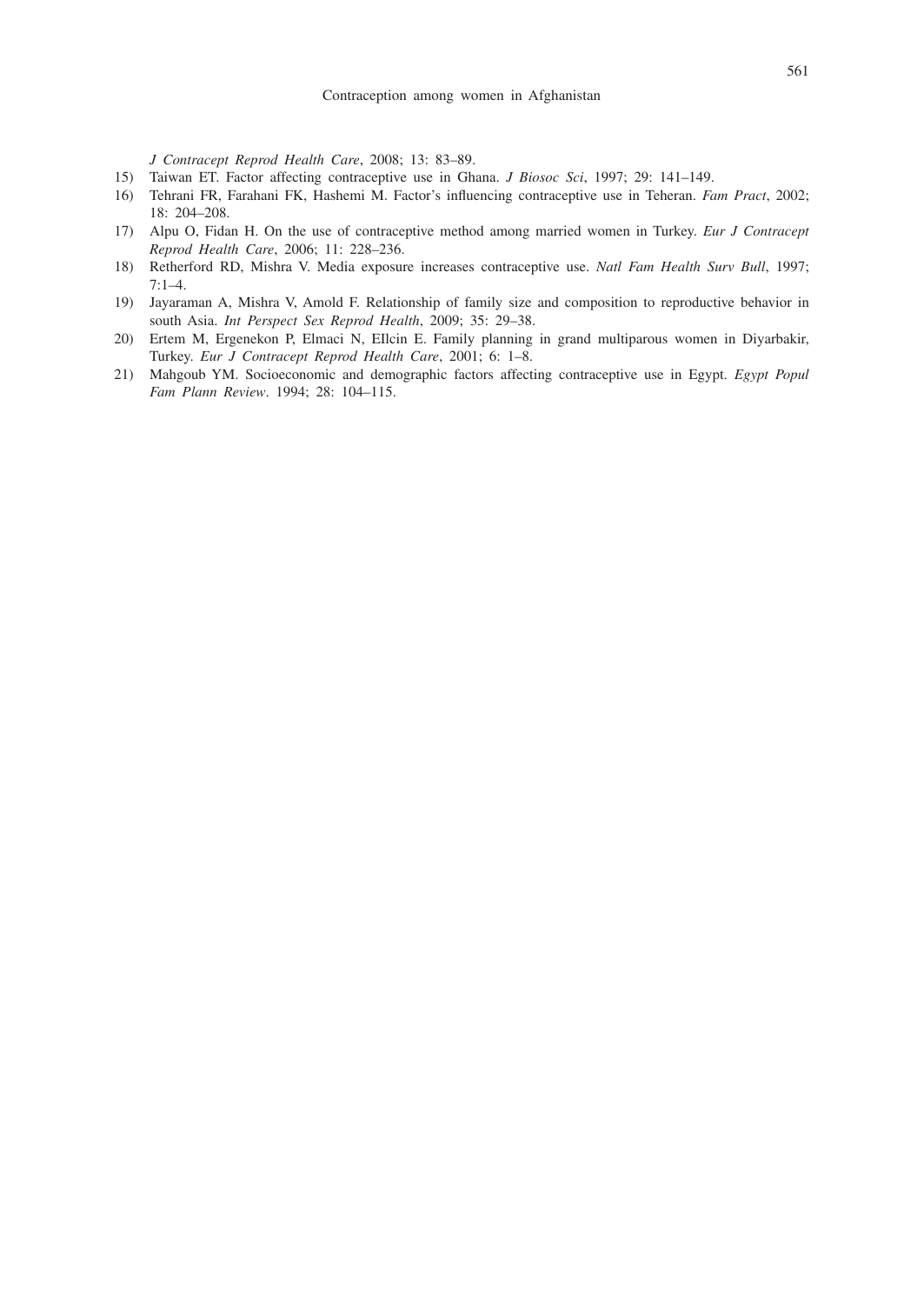*J Contracept Reprod Health Care*, 2008; 13: 83–89.

15) Taiwan ET. Factor affecting contraceptive use in Ghana. *J Biosoc Sci*, 1997; 29: 141–149.
16) Tehrani FR, Farahani FK, Hashemi M. Factor's influencing contraceptive use in Teheran. *Fam Pract*, 2002; 18: 204–208.
17) Alpu O, Fidan H. On the use of contraceptive method among married women in Turkey. *Eur J Contracept Reprod Health Care*, 2006; 11: 228–236.
18) Retherford RD, Mishra V. Media exposure increases contraceptive use. *Natl Fam Health Surv Bull*, 1997; 7:1–4.
19) Jayaraman A, Mishra V, Amold F. Relationship of family size and composition to reproductive behavior in south Asia. *Int Perspect Sex Reprod Health*, 2009; 35: 29–38.
20) Ertem M, Ergenekon P, Elmaci N, EIlcin E. Family planning in grand multiparous women in Diyarbakir, Turkey. *Eur J Contracept Reprod Health Care*, 2001; 6: 1–8.
21) Mahgoub YM. Socioeconomic and demographic factors affecting contraceptive use in Egypt. *Egypt Popul Fam Plann Review*. 1994; 28: 104–115.